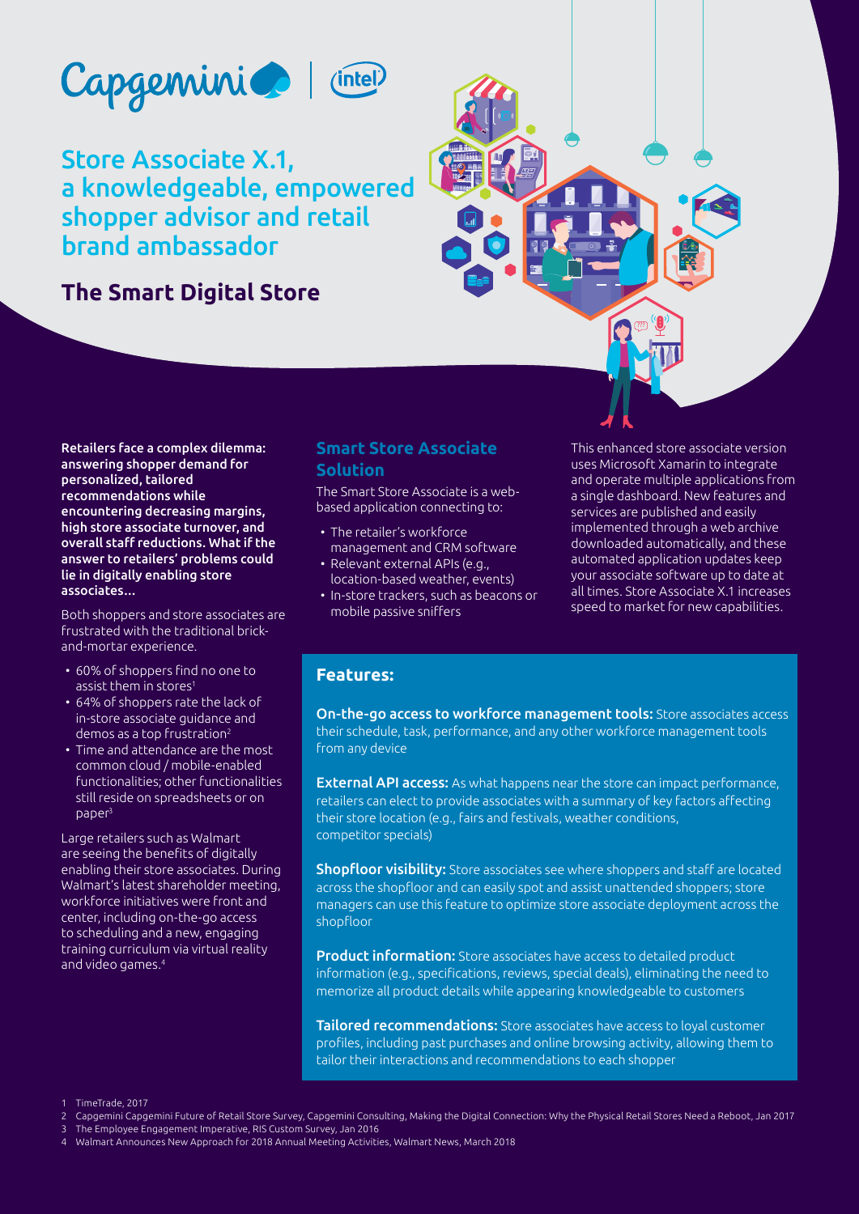# Store Associate X.1, a knowledgeable, empowered shopper advisor and retail brand ambassador

## The Smart Digital Store

**Retailers face a complex dilemma: answering shopper demand for personalized, tailored recommendations while encountering decreasing margins, high store associate turnover, and overall staff reductions. What if the answer to retailers' problems could lie in digitally enabling store associates...**

Both shoppers and store associates are frustrated with the traditional brick-and-mortar experience.

- 60% of shoppers find no one to assist them in stores[1]
- 64% of shoppers rate the lack of in-store associate guidance and demos as a top frustration[2]
- Time and attendance are the most common cloud / mobile-enabled functionalities; other functionalities still reside on spreadsheets or on paper[3]

Large retailers such as Walmart are seeing the benefits of digitally enabling their store associates. During Walmart's latest shareholder meeting, workforce initiatives were front and center, including on-the-go access to scheduling and a new, engaging training curriculum via virtual reality and video games.[4]

### Smart Store Associate Solution

The Smart Store Associate is a web-based application connecting to:

- The retailer's workforce management and CRM software
- Relevant external APIs (e.g., location-based weather, events)
- In-store trackers, such as beacons or mobile passive sniffers

This enhanced store associate version uses Microsoft Xamarin to integrate and operate multiple applications from a single dashboard. New features and services are published and easily implemented through a web archive downloaded automatically, and these automated application updates keep your associate software up to date at all times. Store Associate X.1 increases speed to market for new capabilities.

### Features:

**On-the-go access to workforce management tools:** Store associates access their schedule, task, performance, and any other workforce management tools from any device

**External API access:** As what happens near the store can impact performance, retailers can elect to provide associates with a summary of key factors affecting their store location (e.g., fairs and festivals, weather conditions, competitor specials)

**Shopfloor visibility:** Store associates see where shoppers and staff are located across the shopfloor and can easily spot and assist unattended shoppers; store managers can use this feature to optimize store associate deployment across the shopfloor

**Product information:** Store associates have access to detailed product information (e.g., specifications, reviews, special deals), eliminating the need to memorize all product details while appearing knowledgeable to customers

**Tailored recommendations:** Store associates have access to loyal customer profiles, including past purchases and online browsing activity, allowing them to tailor their interactions and recommendations to each shopper

1 TimeTrade, 2017
2 Capgemini Capgemini Future of Retail Store Survey, Capgemini Consulting, Making the Digital Connection: Why the Physical Retail Stores Need a Reboot, Jan 2017
3 The Employee Engagement Imperative, RIS Custom Survey, Jan 2016
4 Walmart Announces New Approach for 2018 Annual Meeting Activities, Walmart News, March 2018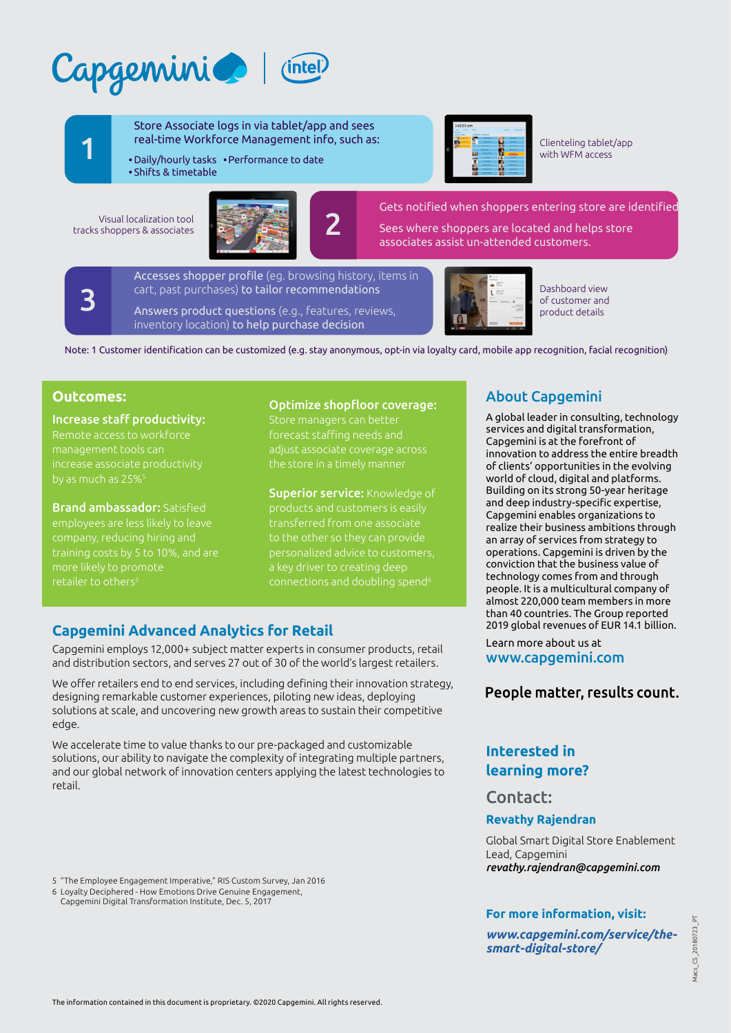**1**

Store Associate logs in via tablet/app and sees real-time Workforce Management info, such as:

- Daily/hourly tasks
- Performance to date
- Shifts & timetable

Clienteling tablet/app with WFM access

Visual localization tool tracks shoppers & associates

**2**

Gets notified when shoppers entering store are identified

Sees where shoppers are located and helps store associates assist un-attended customers.

**3**

Accesses shopper profile (eg. browsing history, items in cart, past purchases) to tailor recommendations

Answers product questions (e.g., features, reviews, inventory location) to help purchase decision

Dashboard view of customer and product details

Note: 1 Customer identification can be customized (e.g. stay anonymous, opt-in via loyalty card, mobile app recognition, facial recognition)

## Outcomes:

**Increase staff productivity:** Remote access to workforce management tools can increase associate productivity by as much as 25%[5]

**Brand ambassador:** Satisfied employees are less likely to leave company, reducing hiring and training costs by 5 to 10%, and are more likely to promote retailer to others[5]

**Optimize shopfloor coverage:** Store managers can better forecast staffing needs and adjust associate coverage across the store in a timely manner

**Superior service:** Knowledge of products and customers is easily transferred from one associate to the other so they can provide personalized advice to customers, a key driver to creating deep connections and doubling spend[6]

## Capgemini Advanced Analytics for Retail

Capgemini employs 12,000+ subject matter experts in consumer products, retail and distribution sectors, and serves 27 out of 30 of the world's largest retailers.

We offer retailers end to end services, including defining their innovation strategy, designing remarkable customer experiences, piloting new ideas, deploying solutions at scale, and uncovering new growth areas to sustain their competitive edge.

We accelerate time to value thanks to our pre-packaged and customizable solutions, our ability to navigate the complexity of integrating multiple partners, and our global network of innovation centers applying the latest technologies to retail.

5 "The Employee Engagement Imperative," RIS Custom Survey, Jan 2016

6 Loyalty Deciphered - How Emotions Drive Genuine Engagement, Capgemini Digital Transformation Institute, Dec. 5, 2017

## About Capgemini

A global leader in consulting, technology services and digital transformation, Capgemini is at the forefront of innovation to address the entire breadth of clients' opportunities in the evolving world of cloud, digital and platforms. Building on its strong 50-year heritage and deep industry-specific expertise, Capgemini enables organizations to realize their business ambitions through an array of services from strategy to operations. Capgemini is driven by the conviction that the business value of technology comes from and through people. It is a multicultural company of almost 220,000 team members in more than 40 countries. The Group reported 2019 global revenues of EUR 14.1 billion.

Learn more about us at

www.capgemini.com

**People matter, results count.**

## Interested in learning more?

## Contact:

**Revathy Rajendran**

Global Smart Digital Store Enablement Lead, Capgemini

*revathy.rajendran@capgemini.com*

**For more information, visit:**

*www.capgemini.com/service/the-smart-digital-store/*

The information contained in this document is proprietary. ©2020 Capgemini. All rights reserved.

Macs_CS_20180723_PT